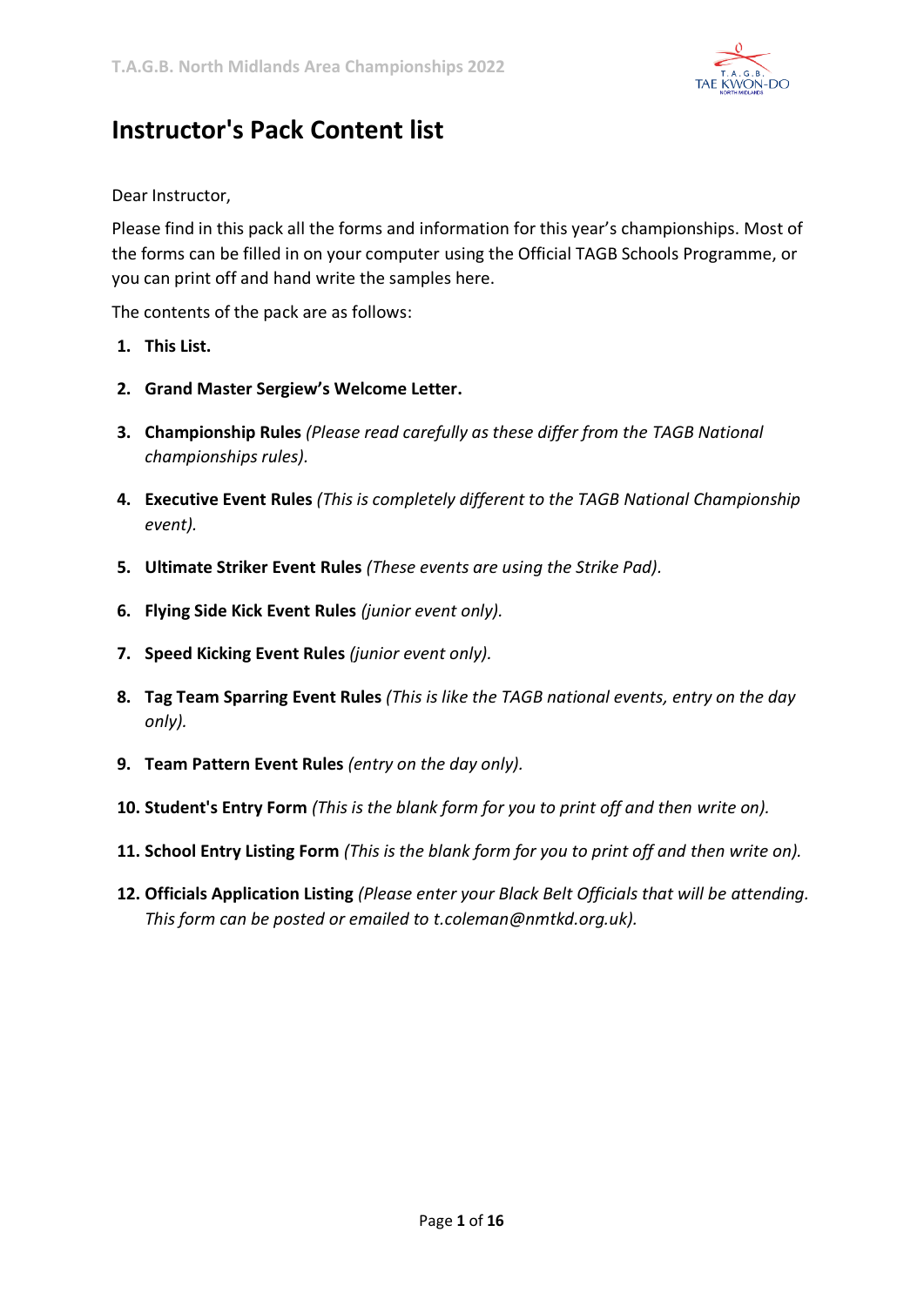# Instructor's Pack Content list

Dear Instructor,

Please find in this pack all the forms and information for this year's championships. Most of the forms can be filled in on your computer using the Official TAGB Schools Programme, or you can print off and hand write the samples here.

The contents of the pack are as follows:

1. **This List.**
2. **Grand Master Sergiew's Welcome Letter.**
3. **Championship Rules** *(Please read carefully as these differ from the TAGB National championships rules).*
4. **Executive Event Rules** *(This is completely different to the TAGB National Championship event).*
5. **Ultimate Striker Event Rules** *(These events are using the Strike Pad).*
6. **Flying Side Kick Event Rules** *(junior event only).*
7. **Speed Kicking Event Rules** *(junior event only).*
8. **Tag Team Sparring Event Rules** *(This is like the TAGB national events, entry on the day only).*
9. **Team Pattern Event Rules** *(entry on the day only).*
10. **Student's Entry Form** *(This is the blank form for you to print off and then write on).*
11. **School Entry Listing Form** *(This is the blank form for you to print off and then write on).*
12. **Officials Application Listing** *(Please enter your Black Belt Officials that will be attending. This form can be posted or emailed to t.coleman@nmtkd.org.uk).*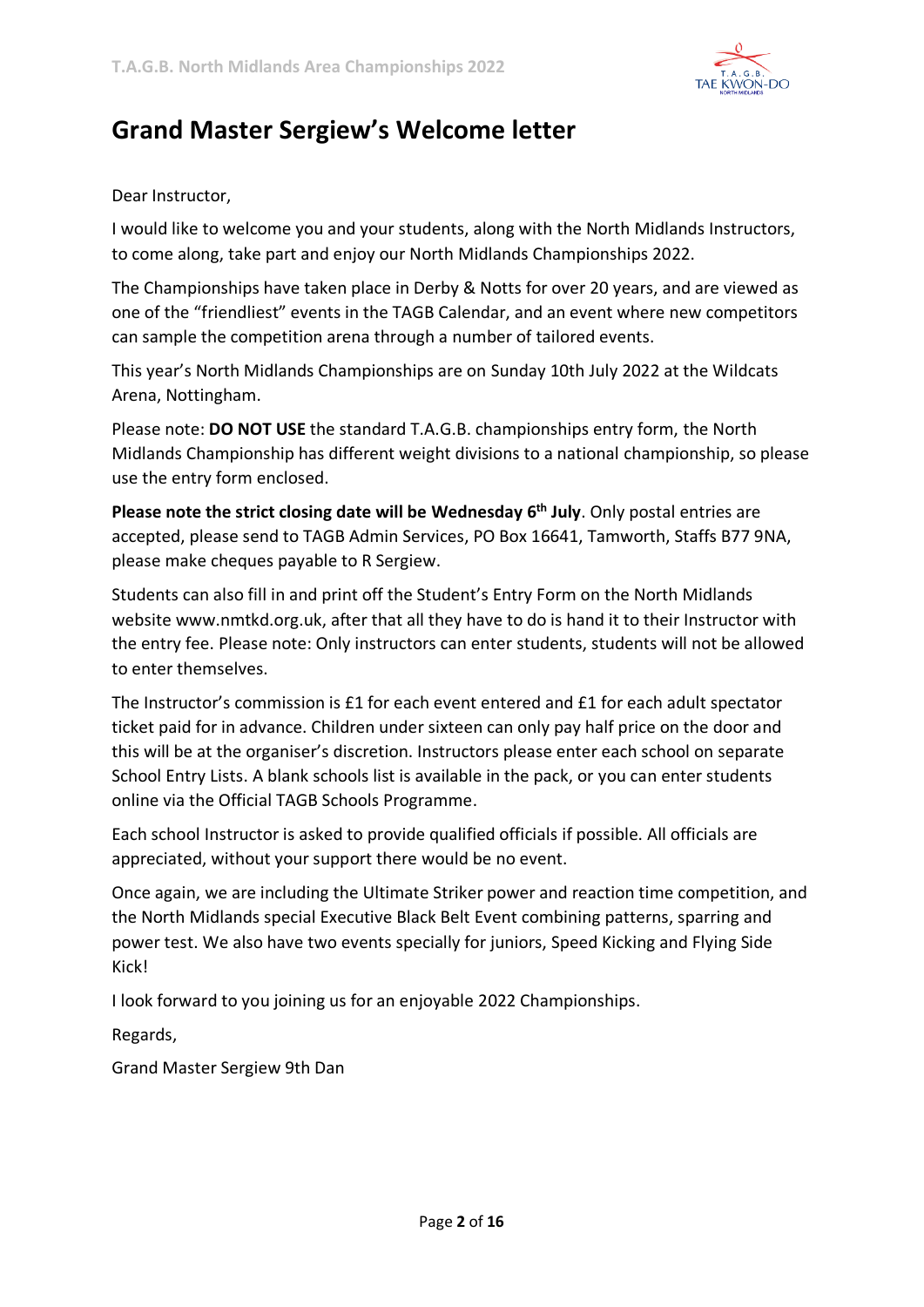# Grand Master Sergiew's Welcome letter

Dear Instructor,

I would like to welcome you and your students, along with the North Midlands Instructors, to come along, take part and enjoy our North Midlands Championships 2022.

The Championships have taken place in Derby & Notts for over 20 years, and are viewed as one of the "friendliest" events in the TAGB Calendar, and an event where new competitors can sample the competition arena through a number of tailored events.

This year's North Midlands Championships are on Sunday 10th July 2022 at the Wildcats Arena, Nottingham.

Please note: **DO NOT USE** the standard T.A.G.B. championships entry form, the North Midlands Championship has different weight divisions to a national championship, so please use the entry form enclosed.

**Please note the strict closing date will be Wednesday 6th July**. Only postal entries are accepted, please send to TAGB Admin Services, PO Box 16641, Tamworth, Staffs B77 9NA, please make cheques payable to R Sergiew.

Students can also fill in and print off the Student's Entry Form on the North Midlands website www.nmtkd.org.uk, after that all they have to do is hand it to their Instructor with the entry fee. Please note: Only instructors can enter students, students will not be allowed to enter themselves.

The Instructor's commission is £1 for each event entered and £1 for each adult spectator ticket paid for in advance. Children under sixteen can only pay half price on the door and this will be at the organiser's discretion. Instructors please enter each school on separate School Entry Lists. A blank schools list is available in the pack, or you can enter students online via the Official TAGB Schools Programme.

Each school Instructor is asked to provide qualified officials if possible. All officials are appreciated, without your support there would be no event.

Once again, we are including the Ultimate Striker power and reaction time competition, and the North Midlands special Executive Black Belt Event combining patterns, sparring and power test. We also have two events specially for juniors, Speed Kicking and Flying Side Kick!

I look forward to you joining us for an enjoyable 2022 Championships.

Regards,

Grand Master Sergiew 9th Dan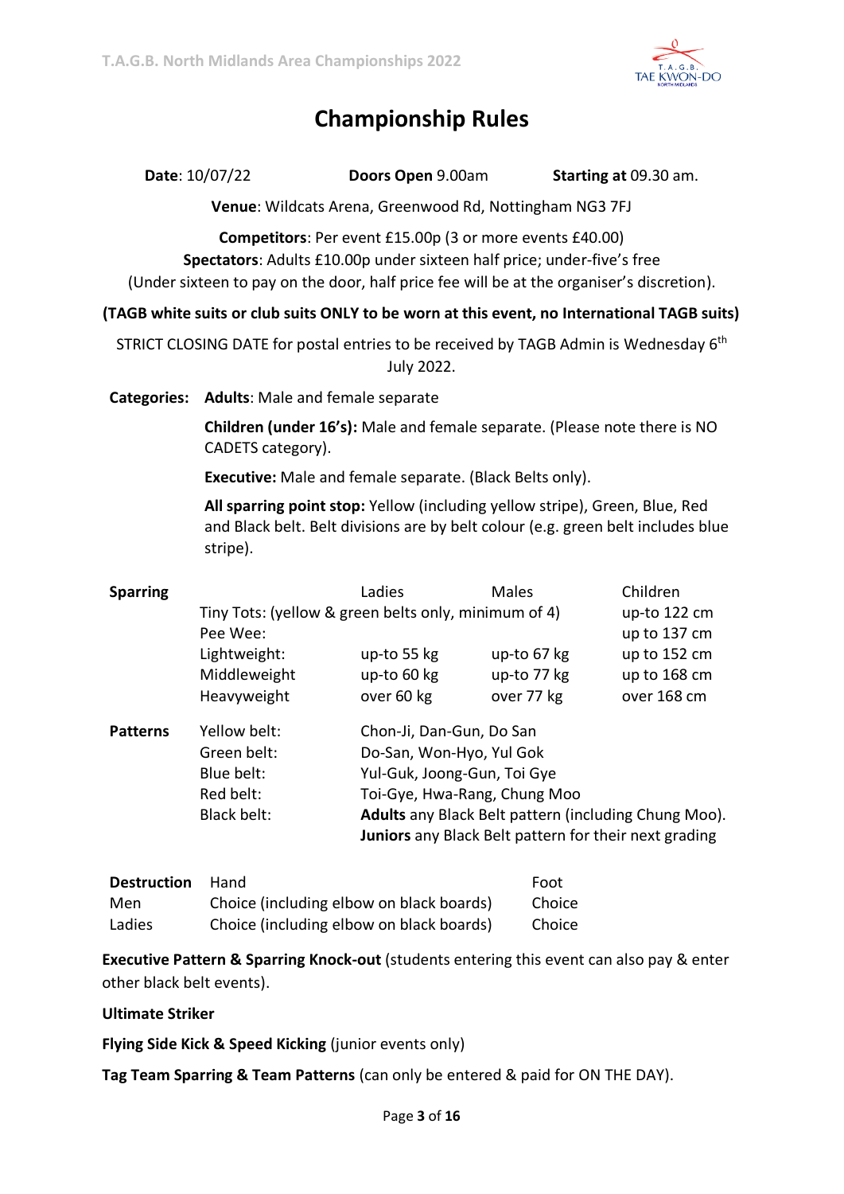# Championship Rules

**Date**: 10/07/22 **Doors Open** 9.00am **Starting at** 09.30 am.

**Venue**: Wildcats Arena, Greenwood Rd, Nottingham NG3 7FJ

**Competitors**: Per event £15.00p (3 or more events £40.00)
**Spectators**: Adults £10.00p under sixteen half price; under-five's free
(Under sixteen to pay on the door, half price fee will be at the organiser's discretion).

**(TAGB white suits or club suits ONLY to be worn at this event, no International TAGB suits)**

STRICT CLOSING DATE for postal entries to be received by TAGB Admin is Wednesday 6th July 2022.

**Categories:** **Adults**: Male and female separate

**Children (under 16's):** Male and female separate. (Please note there is NO CADETS category).

**Executive:** Male and female separate. (Black Belts only).

**All sparring point stop:** Yellow (including yellow stripe), Green, Blue, Red and Black belt. Belt divisions are by belt colour (e.g. green belt includes blue stripe).

| **Sparring** | | Ladies | Males | Children |
|---|---|---|---|---|
| | Tiny Tots: (yellow & green belts only, minimum of 4) | | | up-to 122 cm |
| | Pee Wee: | | | up to 137 cm |
| | Lightweight: | up-to 55 kg | up-to 67 kg | up to 152 cm |
| | Middleweight | up-to 60 kg | up-to 77 kg | up to 168 cm |
| | Heavyweight | over 60 kg | over 77 kg | over 168 cm |

| **Patterns** | | |
|---|---|---|
| | Yellow belt: | Chon-Ji, Dan-Gun, Do San |
| | Green belt: | Do-San, Won-Hyo, Yul Gok |
| | Blue belt: | Yul-Guk, Joong-Gun, Toi Gye |
| | Red belt: | Toi-Gye, Hwa-Rang, Chung Moo |
| | Black belt: | **Adults** any Black Belt pattern (including Chung Moo). **Juniors** any Black Belt pattern for their next grading |

| **Destruction** | Hand | Foot |
|---|---|---|
| Men | Choice (including elbow on black boards) | Choice |
| Ladies | Choice (including elbow on black boards) | Choice |

**Executive Pattern & Sparring Knock-out** (students entering this event can also pay & enter other black belt events).

**Ultimate Striker**

**Flying Side Kick & Speed Kicking** (junior events only)

**Tag Team Sparring & Team Patterns** (can only be entered & paid for ON THE DAY).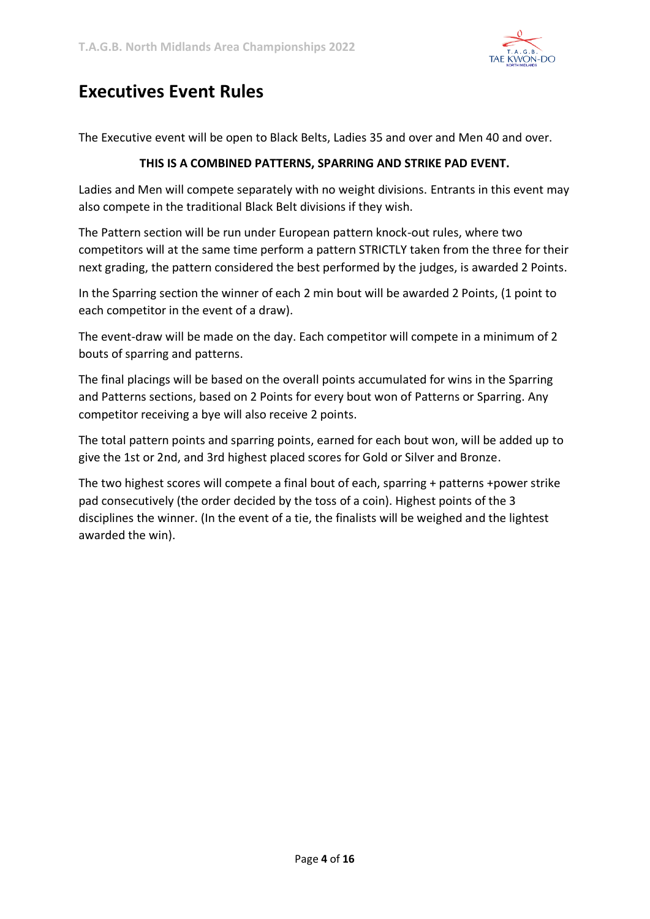# Executives Event Rules

The Executive event will be open to Black Belts, Ladies 35 and over and Men 40 and over.

**THIS IS A COMBINED PATTERNS, SPARRING AND STRIKE PAD EVENT.**

Ladies and Men will compete separately with no weight divisions. Entrants in this event may also compete in the traditional Black Belt divisions if they wish.

The Pattern section will be run under European pattern knock-out rules, where two competitors will at the same time perform a pattern STRICTLY taken from the three for their next grading, the pattern considered the best performed by the judges, is awarded 2 Points.

In the Sparring section the winner of each 2 min bout will be awarded 2 Points, (1 point to each competitor in the event of a draw).

The event-draw will be made on the day. Each competitor will compete in a minimum of 2 bouts of sparring and patterns.

The final placings will be based on the overall points accumulated for wins in the Sparring and Patterns sections, based on 2 Points for every bout won of Patterns or Sparring. Any competitor receiving a bye will also receive 2 points.

The total pattern points and sparring points, earned for each bout won, will be added up to give the 1st or 2nd, and 3rd highest placed scores for Gold or Silver and Bronze.

The two highest scores will compete a final bout of each, sparring + patterns +power strike pad consecutively (the order decided by the toss of a coin). Highest points of the 3 disciplines the winner. (In the event of a tie, the finalists will be weighed and the lightest awarded the win).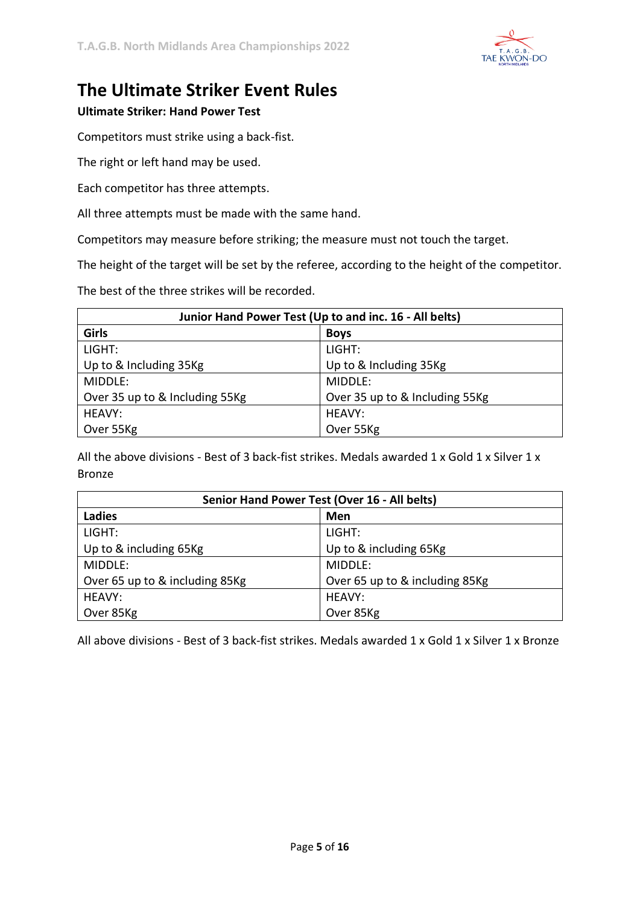# The Ultimate Striker Event Rules

**Ultimate Striker: Hand Power Test**

Competitors must strike using a back-fist.

The right or left hand may be used.

Each competitor has three attempts.

All three attempts must be made with the same hand.

Competitors may measure before striking; the measure must not touch the target.

The height of the target will be set by the referee, according to the height of the competitor.

The best of the three strikes will be recorded.

| Junior Hand Power Test (Up to and inc. 16 - All belts) | |
|---|---|
| **Girls** | **Boys** |
| LIGHT:<br>Up to & Including 35Kg | LIGHT:<br>Up to & Including 35Kg |
| MIDDLE:<br>Over 35 up to & Including 55Kg | MIDDLE:<br>Over 35 up to & Including 55Kg |
| HEAVY:<br>Over 55Kg | HEAVY:<br>Over 55Kg |

All the above divisions - Best of 3 back-fist strikes. Medals awarded 1 x Gold 1 x Silver 1 x Bronze

| Senior Hand Power Test (Over 16 - All belts) | |
|---|---|
| **Ladies** | **Men** |
| LIGHT:<br>Up to & including 65Kg | LIGHT:<br>Up to & including 65Kg |
| MIDDLE:<br>Over 65 up to & including 85Kg | MIDDLE:<br>Over 65 up to & including 85Kg |
| HEAVY:<br>Over 85Kg | HEAVY:<br>Over 85Kg |

All above divisions - Best of 3 back-fist strikes. Medals awarded 1 x Gold 1 x Silver 1 x Bronze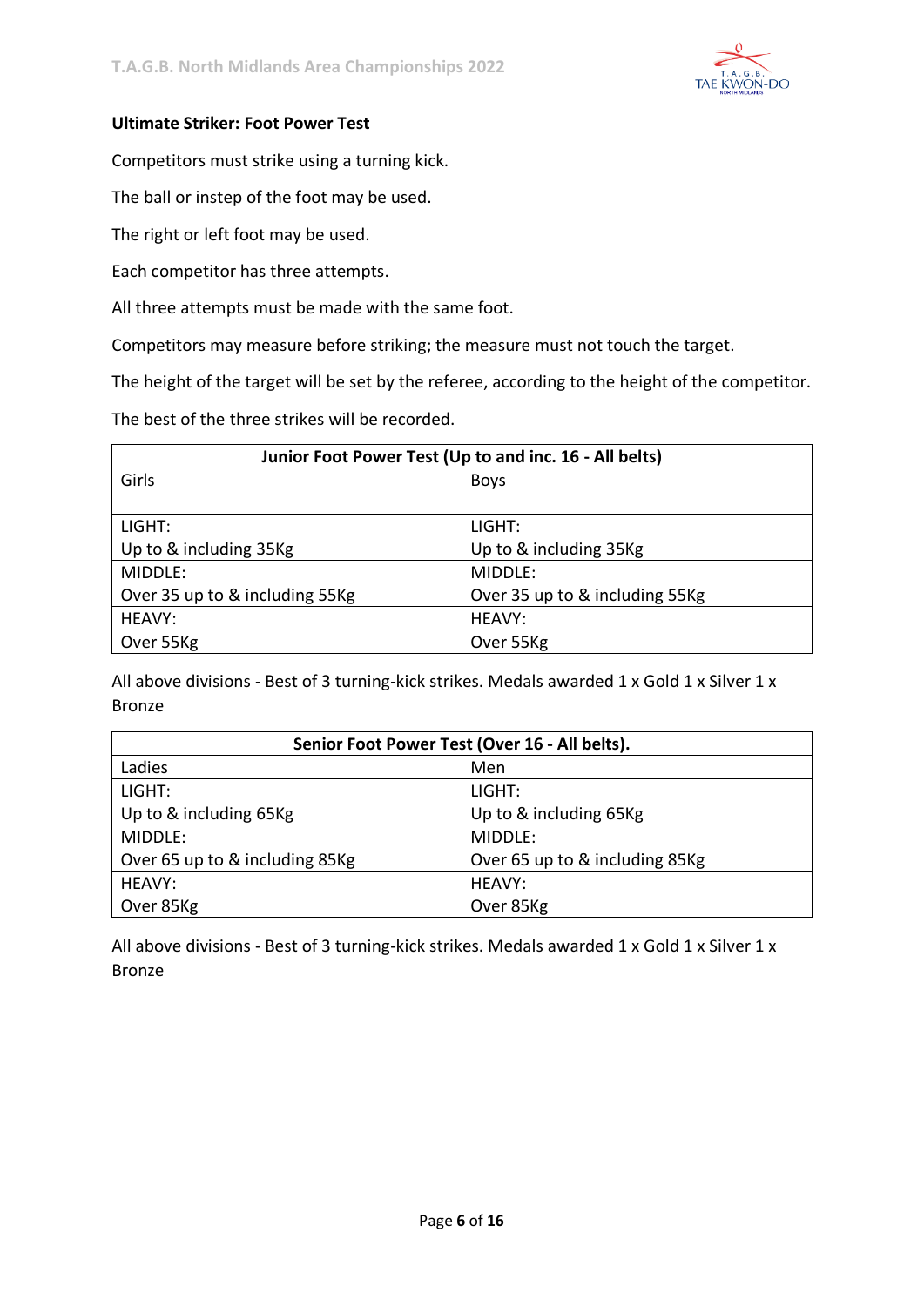### Ultimate Striker: Foot Power Test

Competitors must strike using a turning kick.

The ball or instep of the foot may be used.

The right or left foot may be used.

Each competitor has three attempts.

All three attempts must be made with the same foot.

Competitors may measure before striking; the measure must not touch the target.

The height of the target will be set by the referee, according to the height of the competitor.

The best of the three strikes will be recorded.

| Junior Foot Power Test (Up to and inc. 16 - All belts) | |
|---|---|
| Girls | Boys |
| LIGHT:<br>Up to & including 35Kg | LIGHT:<br>Up to & including 35Kg |
| MIDDLE:<br>Over 35 up to & including 55Kg | MIDDLE:<br>Over 35 up to & including 55Kg |
| HEAVY:<br>Over 55Kg | HEAVY:<br>Over 55Kg |

All above divisions - Best of 3 turning-kick strikes. Medals awarded 1 x Gold 1 x Silver 1 x Bronze

| Senior Foot Power Test (Over 16 - All belts). | |
|---|---|
| Ladies | Men |
| LIGHT:<br>Up to & including 65Kg | LIGHT:<br>Up to & including 65Kg |
| MIDDLE:<br>Over 65 up to & including 85Kg | MIDDLE:<br>Over 65 up to & including 85Kg |
| HEAVY:<br>Over 85Kg | HEAVY:<br>Over 85Kg |

All above divisions - Best of 3 turning-kick strikes. Medals awarded 1 x Gold 1 x Silver 1 x Bronze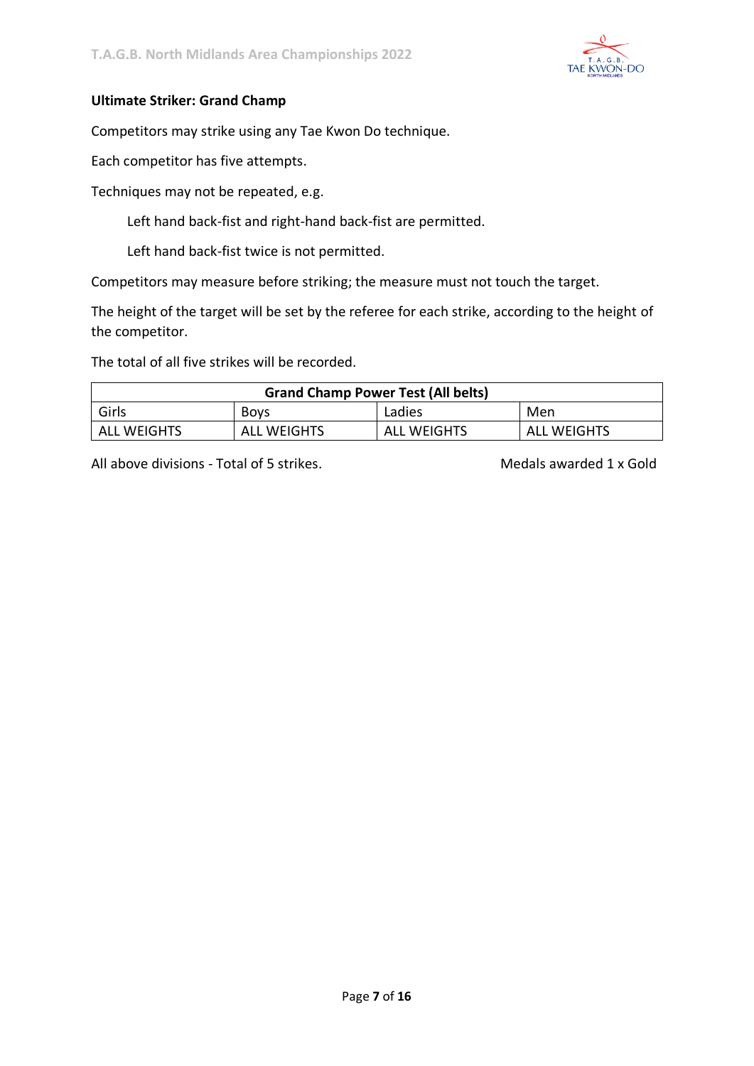**Ultimate Striker: Grand Champ**

Competitors may strike using any Tae Kwon Do technique.

Each competitor has five attempts.

Techniques may not be repeated, e.g.

Left hand back-fist and right-hand back-fist are permitted.

Left hand back-fist twice is not permitted.

Competitors may measure before striking; the measure must not touch the target.

The height of the target will be set by the referee for each strike, according to the height of the competitor.

The total of all five strikes will be recorded.

| **Grand Champ Power Test (All belts)** | | | |
|---|---|---|---|
| Girls | Boys | Ladies | Men |
| ALL WEIGHTS | ALL WEIGHTS | ALL WEIGHTS | ALL WEIGHTS |

All above divisions - Total of 5 strikes. Medals awarded 1 x Gold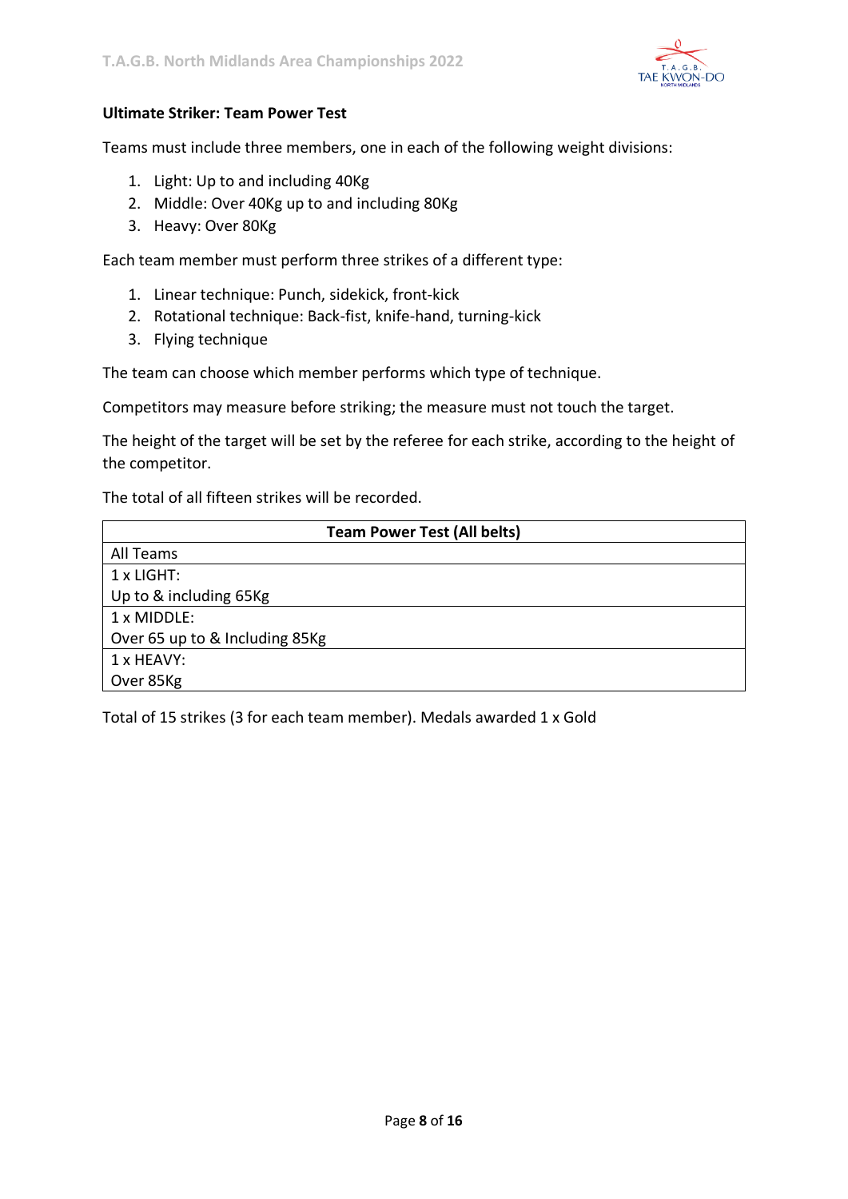**Ultimate Striker: Team Power Test**

Teams must include three members, one in each of the following weight divisions:

1. Light: Up to and including 40Kg
2. Middle: Over 40Kg up to and including 80Kg
3. Heavy: Over 80Kg

Each team member must perform three strikes of a different type:

1. Linear technique: Punch, sidekick, front-kick
2. Rotational technique: Back-fist, knife-hand, turning-kick
3. Flying technique

The team can choose which member performs which type of technique.

Competitors may measure before striking; the measure must not touch the target.

The height of the target will be set by the referee for each strike, according to the height of the competitor.

The total of all fifteen strikes will be recorded.

| Team Power Test (All belts) |
|---|
| All Teams |
| 1 x LIGHT:<br>Up to & including 65Kg |
| 1 x MIDDLE:<br>Over 65 up to & Including 85Kg |
| 1 x HEAVY:<br>Over 85Kg |

Total of 15 strikes (3 for each team member). Medals awarded 1 x Gold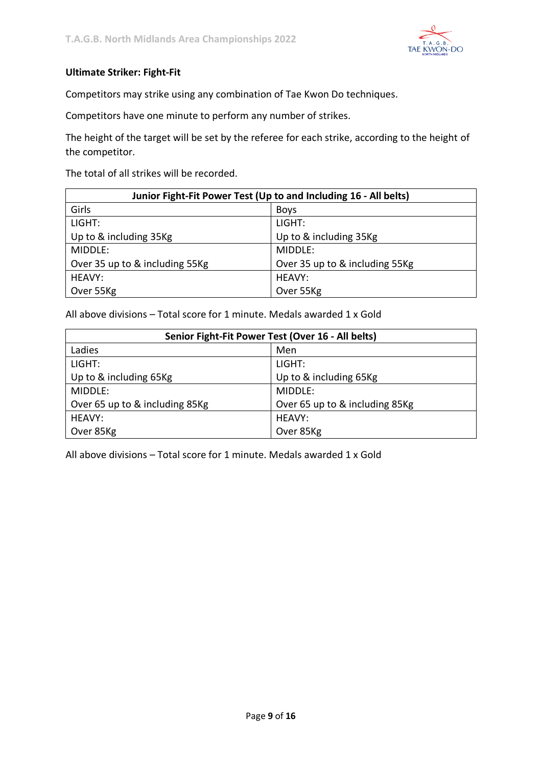**Ultimate Striker: Fight-Fit**

Competitors may strike using any combination of Tae Kwon Do techniques.

Competitors have one minute to perform any number of strikes.

The height of the target will be set by the referee for each strike, according to the height of the competitor.

The total of all strikes will be recorded.

| Junior Fight-Fit Power Test (Up to and Including 16 - All belts) | |
|---|---|
| Girls | Boys |
| LIGHT:<br>Up to & including 35Kg | LIGHT:<br>Up to & including 35Kg |
| MIDDLE:<br>Over 35 up to & including 55Kg | MIDDLE:<br>Over 35 up to & including 55Kg |
| HEAVY:<br>Over 55Kg | HEAVY:<br>Over 55Kg |

All above divisions – Total score for 1 minute. Medals awarded 1 x Gold

| Senior Fight-Fit Power Test (Over 16 - All belts) | |
|---|---|
| Ladies | Men |
| LIGHT:<br>Up to & including 65Kg | LIGHT:<br>Up to & including 65Kg |
| MIDDLE:<br>Over 65 up to & including 85Kg | MIDDLE:<br>Over 65 up to & including 85Kg |
| HEAVY:<br>Over 85Kg | HEAVY:<br>Over 85Kg |

All above divisions – Total score for 1 minute. Medals awarded 1 x Gold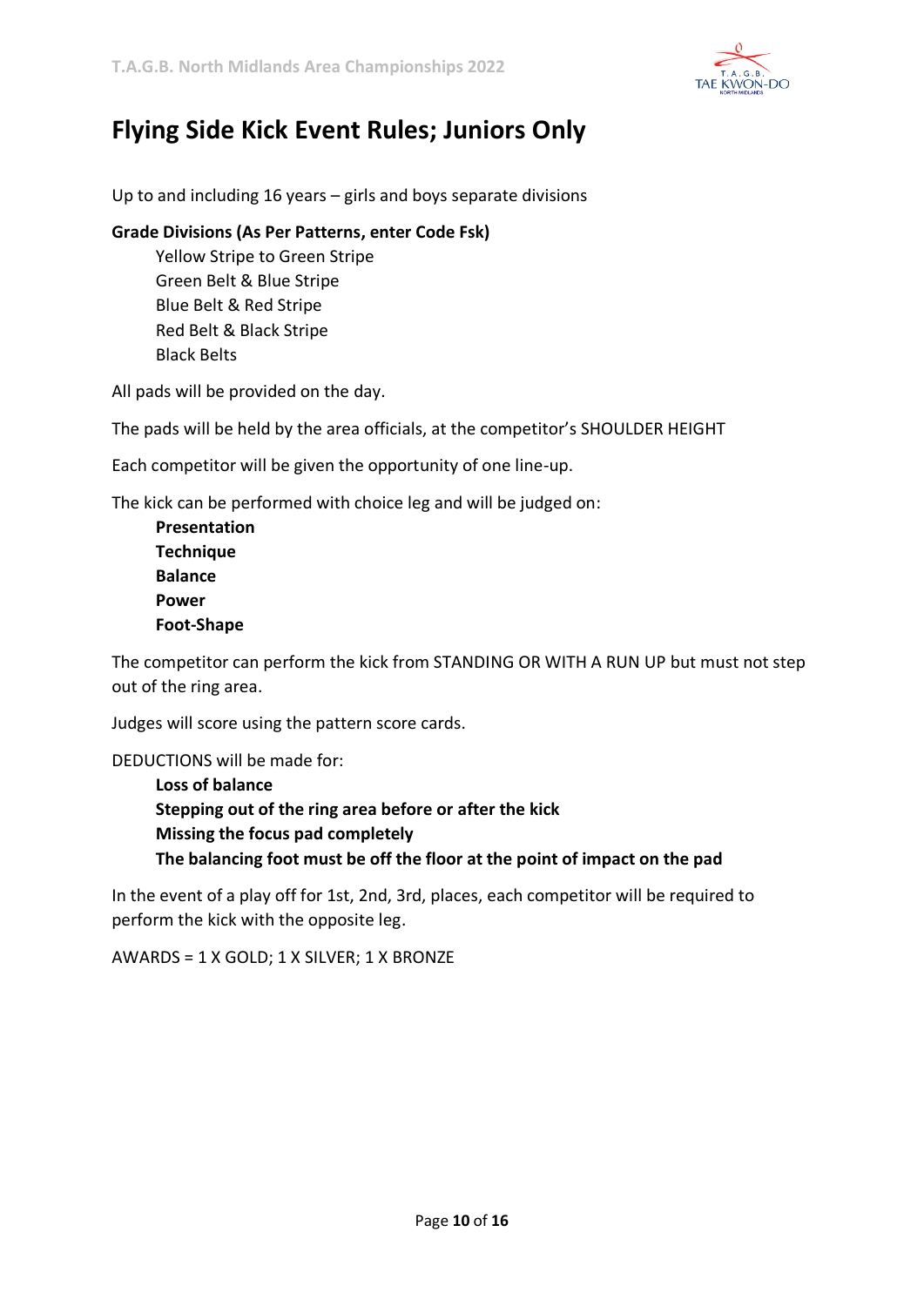# Flying Side Kick Event Rules; Juniors Only

Up to and including 16 years – girls and boys separate divisions

**Grade Divisions (As Per Patterns, enter Code Fsk)**

- Yellow Stripe to Green Stripe
- Green Belt & Blue Stripe
- Blue Belt & Red Stripe
- Red Belt & Black Stripe
- Black Belts

All pads will be provided on the day.

The pads will be held by the area officials, at the competitor's SHOULDER HEIGHT

Each competitor will be given the opportunity of one line-up.

The kick can be performed with choice leg and will be judged on:

- **Presentation**
- **Technique**
- **Balance**
- **Power**
- **Foot-Shape**

The competitor can perform the kick from STANDING OR WITH A RUN UP but must not step out of the ring area.

Judges will score using the pattern score cards.

DEDUCTIONS will be made for:

- **Loss of balance**
- **Stepping out of the ring area before or after the kick**
- **Missing the focus pad completely**
- **The balancing foot must be off the floor at the point of impact on the pad**

In the event of a play off for 1st, 2nd, 3rd, places, each competitor will be required to perform the kick with the opposite leg.

AWARDS = 1 X GOLD; 1 X SILVER; 1 X BRONZE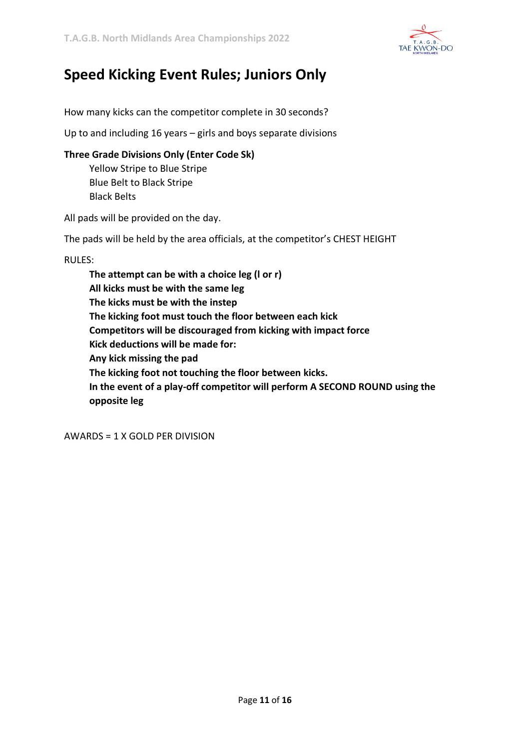# Speed Kicking Event Rules; Juniors Only

How many kicks can the competitor complete in 30 seconds?

Up to and including 16 years – girls and boys separate divisions

**Three Grade Divisions Only (Enter Code Sk)**

Yellow Stripe to Blue Stripe
Blue Belt to Black Stripe
Black Belts

All pads will be provided on the day.

The pads will be held by the area officials, at the competitor's CHEST HEIGHT

RULES:

**The attempt can be with a choice leg (l or r)**
**All kicks must be with the same leg**
**The kicks must be with the instep**
**The kicking foot must touch the floor between each kick**
**Competitors will be discouraged from kicking with impact force**
**Kick deductions will be made for:**
**Any kick missing the pad**
**The kicking foot not touching the floor between kicks.**
**In the event of a play-off competitor will perform A SECOND ROUND using the opposite leg**

AWARDS = 1 X GOLD PER DIVISION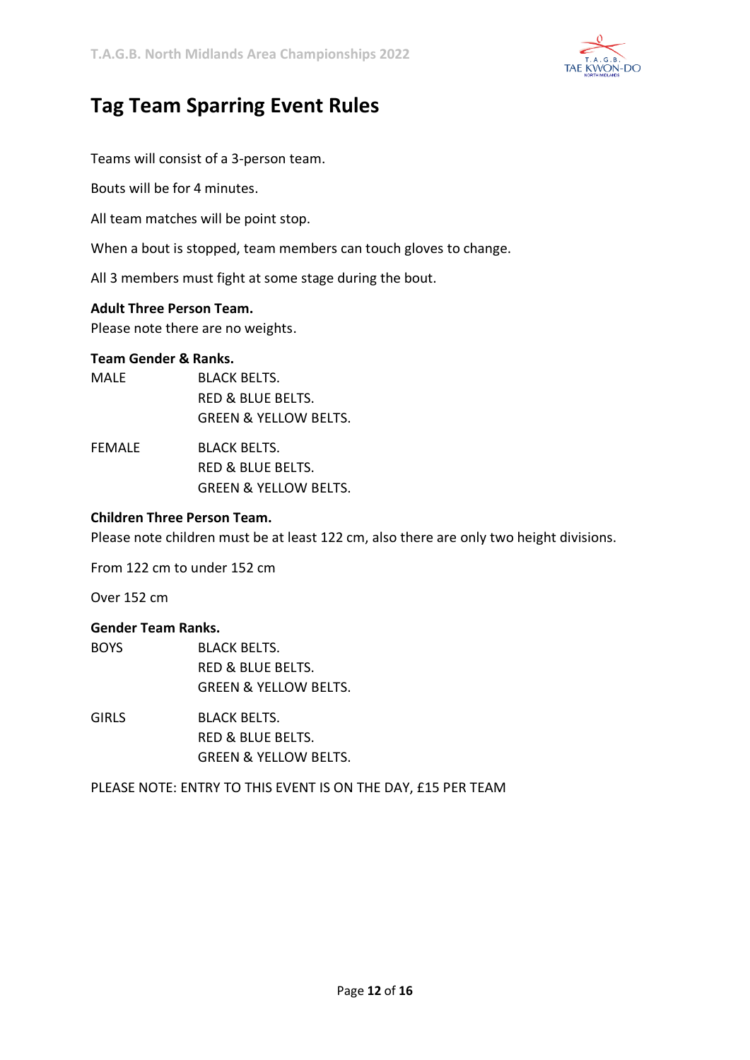# Tag Team Sparring Event Rules

Teams will consist of a 3-person team.

Bouts will be for 4 minutes.

All team matches will be point stop.

When a bout is stopped, team members can touch gloves to change.

All 3 members must fight at some stage during the bout.

**Adult Three Person Team.**
Please note there are no weights.

**Team Gender & Ranks.**

| | |
|---|---|
| MALE | BLACK BELTS. |
| | RED & BLUE BELTS. |
| | GREEN & YELLOW BELTS. |
| FEMALE | BLACK BELTS. |
| | RED & BLUE BELTS. |
| | GREEN & YELLOW BELTS. |

**Children Three Person Team.**
Please note children must be at least 122 cm, also there are only two height divisions.

From 122 cm to under 152 cm

Over 152 cm

**Gender Team Ranks.**

| | |
|---|---|
| BOYS | BLACK BELTS. |
| | RED & BLUE BELTS. |
| | GREEN & YELLOW BELTS. |
| GIRLS | BLACK BELTS. |
| | RED & BLUE BELTS. |
| | GREEN & YELLOW BELTS. |

PLEASE NOTE: ENTRY TO THIS EVENT IS ON THE DAY, £15 PER TEAM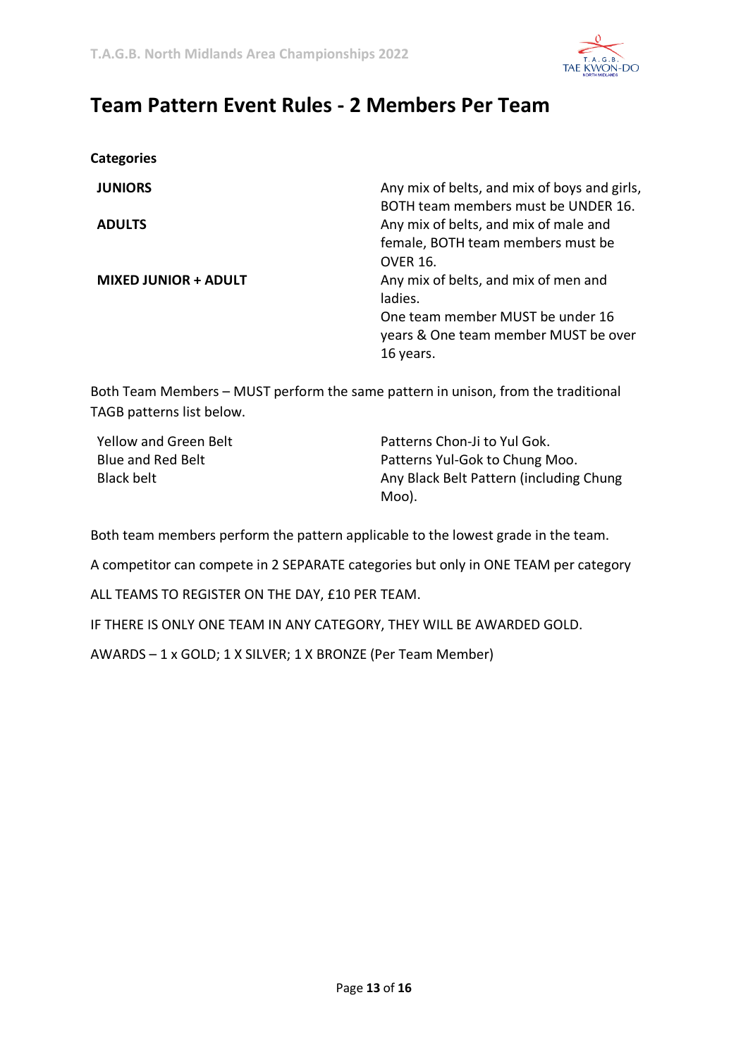# Team Pattern Event Rules - 2 Members Per Team

**Categories**

| | |
|---|---|
| **JUNIORS** | Any mix of belts, and mix of boys and girls, BOTH team members must be UNDER 16. |
| **ADULTS** | Any mix of belts, and mix of male and female, BOTH team members must be OVER 16. |
| **MIXED JUNIOR + ADULT** | Any mix of belts, and mix of men and ladies. One team member MUST be under 16 years & One team member MUST be over 16 years. |

Both Team Members – MUST perform the same pattern in unison, from the traditional TAGB patterns list below.

| | |
|---|---|
| Yellow and Green Belt | Patterns Chon-Ji to Yul Gok. |
| Blue and Red Belt | Patterns Yul-Gok to Chung Moo. |
| Black belt | Any Black Belt Pattern (including Chung Moo). |

Both team members perform the pattern applicable to the lowest grade in the team.

A competitor can compete in 2 SEPARATE categories but only in ONE TEAM per category

ALL TEAMS TO REGISTER ON THE DAY, £10 PER TEAM.

IF THERE IS ONLY ONE TEAM IN ANY CATEGORY, THEY WILL BE AWARDED GOLD.

AWARDS – 1 x GOLD; 1 X SILVER; 1 X BRONZE (Per Team Member)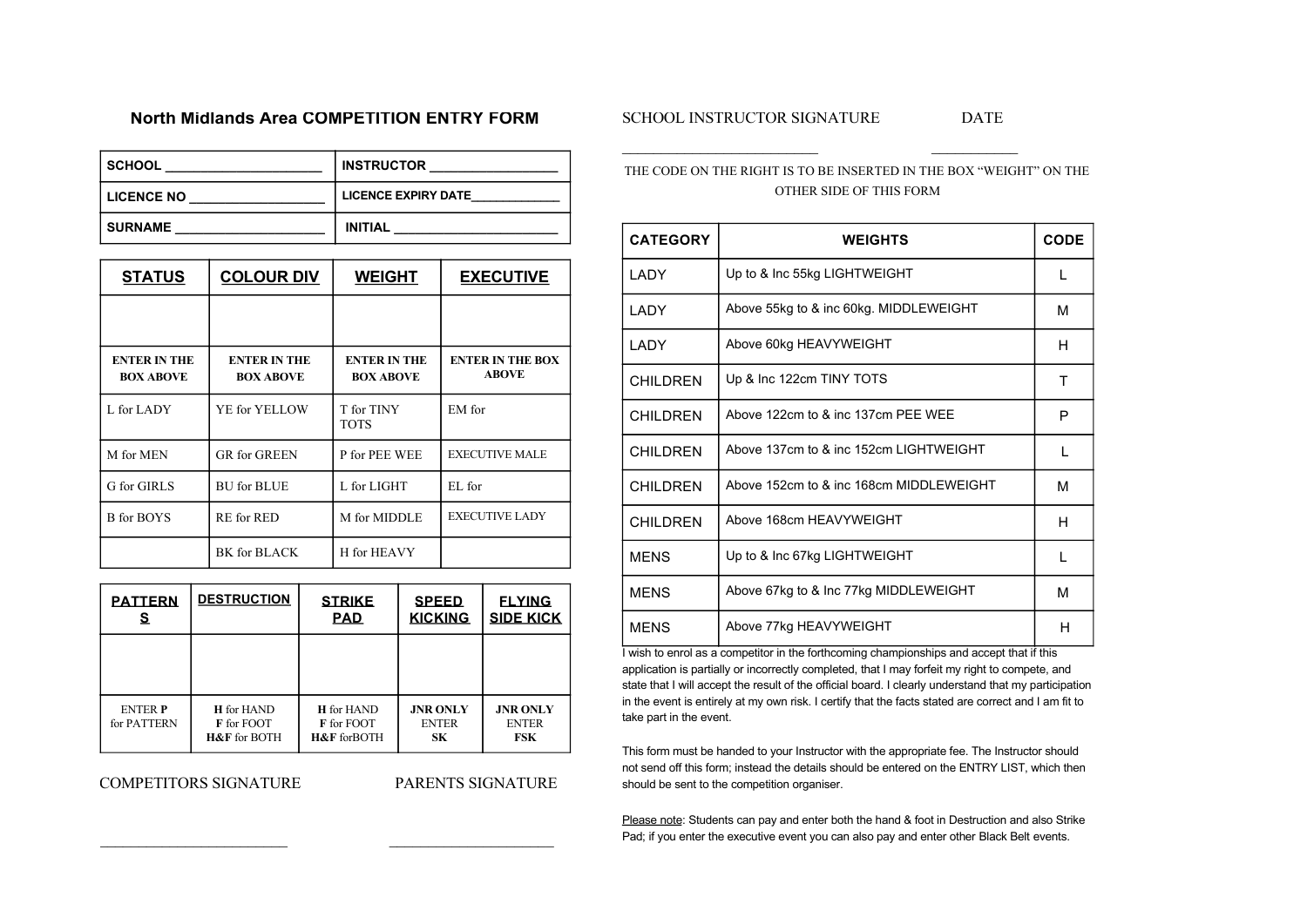## North Midlands Area COMPETITION ENTRY FORM

| | |
|---|---|
| SCHOOL ______________________ | INSTRUCTOR __________________ |
| LICENCE NO ___________________ | LICENCE EXPIRY DATE_____________ |
| SURNAME _____________________ | INITIAL ________________________ |

| STATUS | COLOUR DIV | WEIGHT | EXECUTIVE |
|---|---|---|---|
| | | | |
| **ENTER IN THE BOX ABOVE** | **ENTER IN THE BOX ABOVE** | **ENTER IN THE BOX ABOVE** | **ENTER IN THE BOX ABOVE** |
| L for LADY | YE for YELLOW | T for TINY TOTS | EM for |
| M for MEN | GR for GREEN | P for PEE WEE | EXECUTIVE MALE |
| G for GIRLS | BU for BLUE | L for LIGHT | EL for |
| B for BOYS | RE for RED | M for MIDDLE | EXECUTIVE LADY |
| | BK for BLACK | H for HEAVY | |

| PATTERNS | DESTRUCTION | STRIKE PAD | SPEED KICKING | FLYING SIDE KICK |
|---|---|---|---|---|
| | | | | |
| ENTER **P** for PATTERN | **H** for HAND **F** for FOOT **H&F** for BOTH | **H** for HAND **F** for FOOT **H&F** forBOTH | **JNR ONLY** ENTER **SK** | **JNR ONLY** ENTER **FSK** |

COMPETITORS SIGNATURE ________________________

PARENTS SIGNATURE ________________________

SCHOOL INSTRUCTOR SIGNATURE ________________________

DATE ____________

THE CODE ON THE RIGHT IS TO BE INSERTED IN THE BOX "WEIGHT" ON THE OTHER SIDE OF THIS FORM

| CATEGORY | WEIGHTS | CODE |
|---|---|---|
| LADY | Up to & Inc 55kg LIGHTWEIGHT | L |
| LADY | Above 55kg to & inc 60kg. MIDDLEWEIGHT | M |
| LADY | Above 60kg HEAVYWEIGHT | H |
| CHILDREN | Up & Inc 122cm TINY TOTS | T |
| CHILDREN | Above 122cm to & inc 137cm PEE WEE | P |
| CHILDREN | Above 137cm to & inc 152cm LIGHTWEIGHT | L |
| CHILDREN | Above 152cm to & inc 168cm MIDDLEWEIGHT | M |
| CHILDREN | Above 168cm HEAVYWEIGHT | H |
| MENS | Up to & Inc 67kg LIGHTWEIGHT | L |
| MENS | Above 67kg to & Inc 77kg MIDDLEWEIGHT | M |
| MENS | Above 77kg HEAVYWEIGHT | H |

I wish to enrol as a competitor in the forthcoming championships and accept that if this application is partially or incorrectly completed, that I may forfeit my right to compete, and state that I will accept the result of the official board. I clearly understand that my participation in the event is entirely at my own risk. I certify that the facts stated are correct and I am fit to take part in the event.

This form must be handed to your Instructor with the appropriate fee. The Instructor should not send off this form; instead the details should be entered on the ENTRY LIST, which then should be sent to the competition organiser.

Please note: Students can pay and enter both the hand & foot in Destruction and also Strike Pad; if you enter the executive event you can also pay and enter other Black Belt events.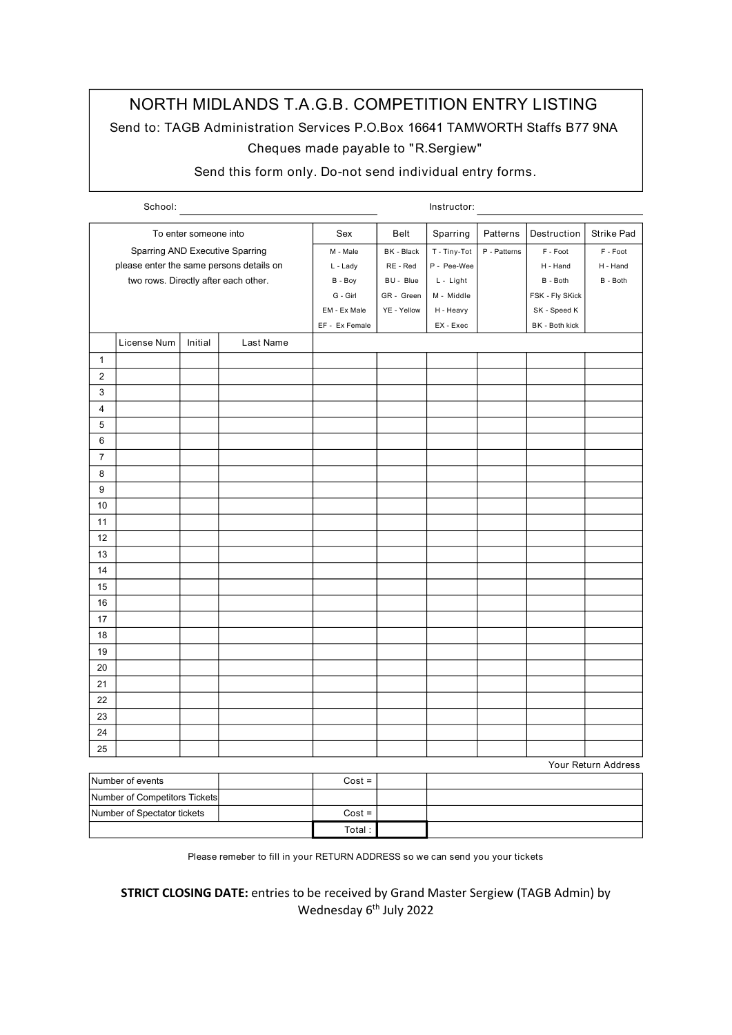# NORTH MIDLANDS T.A.G.B. COMPETITION ENTRY LISTING

Send to: TAGB Administration Services P.O.Box 16641 TAMWORTH Staffs B77 9NA

Cheques made payable to "R.Sergiew"

Send this form only. Do-not send individual entry forms.

School: ____________________ Instructor: ____________________

| To enter someone into Sparring AND Executive Sparring please enter the same persons details on two rows. Directly after each other. | | | | Sex | Belt | Sparring | Patterns | Destruction | Strike Pad |
|---|---|---|---|---|---|---|---|---|---|
| | | | | M - Male<br>L - Lady<br>B - Boy<br>G - Girl<br>EM - Ex Male<br>EF - Ex Female | BK - Black<br>RE - Red<br>BU - Blue<br>GR - Green<br>YE - Yellow | T - Tiny-Tot<br>P - Pee-Wee<br>L - Light<br>M - Middle<br>H - Heavy<br>EX - Exec | P - Patterns | F - Foot<br>H - Hand<br>B - Both<br>FSK - Fly SKick<br>SK - Speed K<br>BK - Both kick | F - Foot<br>H - Hand<br>B - Both |
| | License Num | Initial | Last Name | | | | | | |
| 1 | | | | | | | | | |
| 2 | | | | | | | | | |
| 3 | | | | | | | | | |
| 4 | | | | | | | | | |
| 5 | | | | | | | | | |
| 6 | | | | | | | | | |
| 7 | | | | | | | | | |
| 8 | | | | | | | | | |
| 9 | | | | | | | | | |
| 10 | | | | | | | | | |
| 11 | | | | | | | | | |
| 12 | | | | | | | | | |
| 13 | | | | | | | | | |
| 14 | | | | | | | | | |
| 15 | | | | | | | | | |
| 16 | | | | | | | | | |
| 17 | | | | | | | | | |
| 18 | | | | | | | | | |
| 19 | | | | | | | | | |
| 20 | | | | | | | | | |
| 21 | | | | | | | | | |
| 22 | | | | | | | | | |
| 23 | | | | | | | | | |
| 24 | | | | | | | | | |
| 25 | | | | | | | | | |

| | | | | Your Return Address |
|---|---|---|---|---|
| Number of events | | Cost = | | |
| Number of Competitors Tickets | | | | |
| Number of Spectator tickets | | Cost = | | |
| | | Total : | | |

Please remeber to fill in your RETURN ADDRESS so we can send you your tickets

**STRICT CLOSING DATE:** entries to be received by Grand Master Sergiew (TAGB Admin) by Wednesday 6th July 2022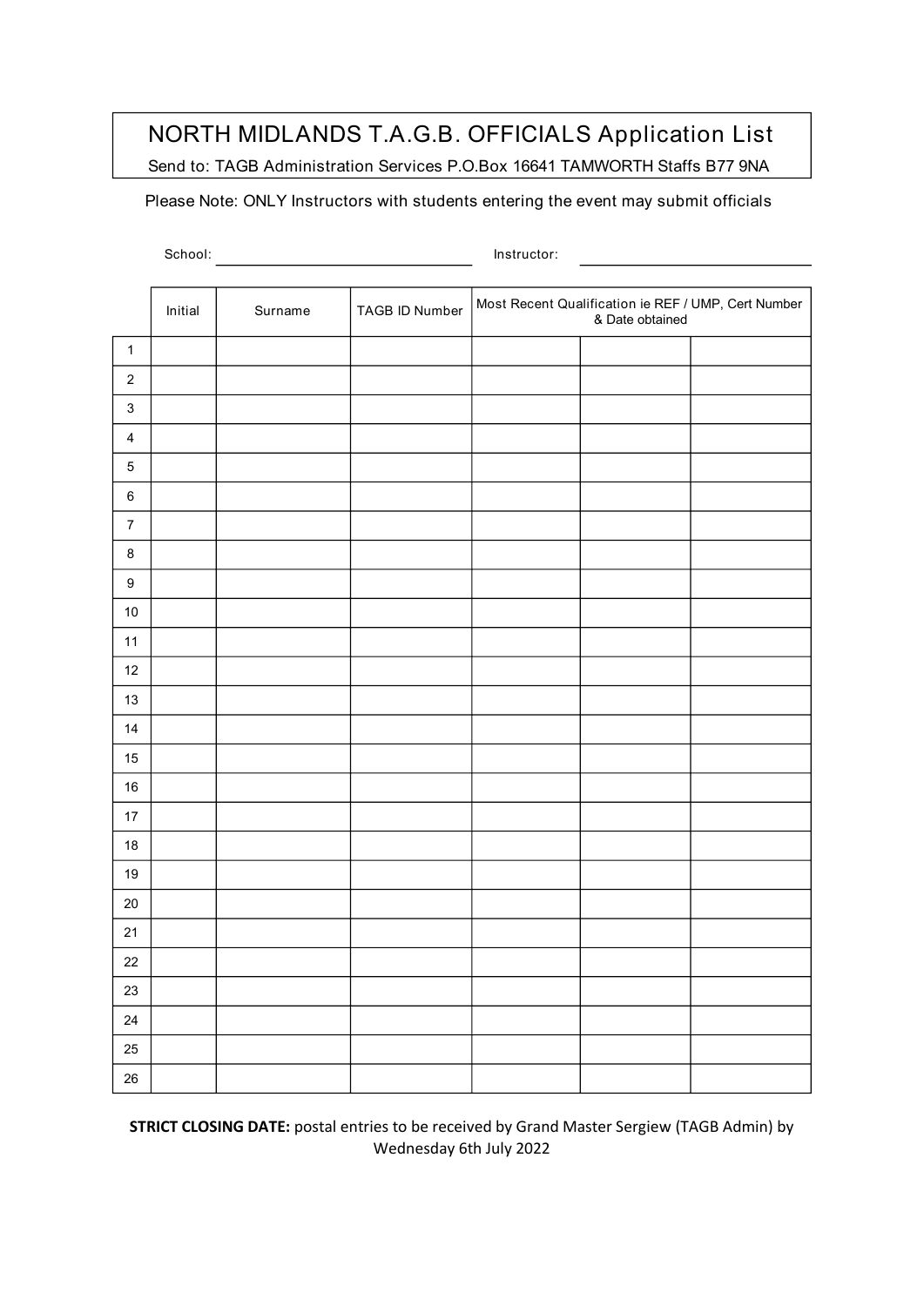# NORTH MIDLANDS T.A.G.B. OFFICIALS Application List

Send to: TAGB Administration Services P.O.Box 16641 TAMWORTH Staffs B77 9NA

Please Note: ONLY Instructors with students entering the event may submit officials

School: ______________________ Instructor: ______________________

| | Initial | Surname | TAGB ID Number | Most Recent Qualification ie REF / UMP, Cert Number & Date obtained | | |
|---|---|---|---|---|---|---|
| 1 | | | | | | |
| 2 | | | | | | |
| 3 | | | | | | |
| 4 | | | | | | |
| 5 | | | | | | |
| 6 | | | | | | |
| 7 | | | | | | |
| 8 | | | | | | |
| 9 | | | | | | |
| 10 | | | | | | |
| 11 | | | | | | |
| 12 | | | | | | |
| 13 | | | | | | |
| 14 | | | | | | |
| 15 | | | | | | |
| 16 | | | | | | |
| 17 | | | | | | |
| 18 | | | | | | |
| 19 | | | | | | |
| 20 | | | | | | |
| 21 | | | | | | |
| 22 | | | | | | |
| 23 | | | | | | |
| 24 | | | | | | |
| 25 | | | | | | |
| 26 | | | | | | |

**STRICT CLOSING DATE:** postal entries to be received by Grand Master Sergiew (TAGB Admin) by Wednesday 6th July 2022